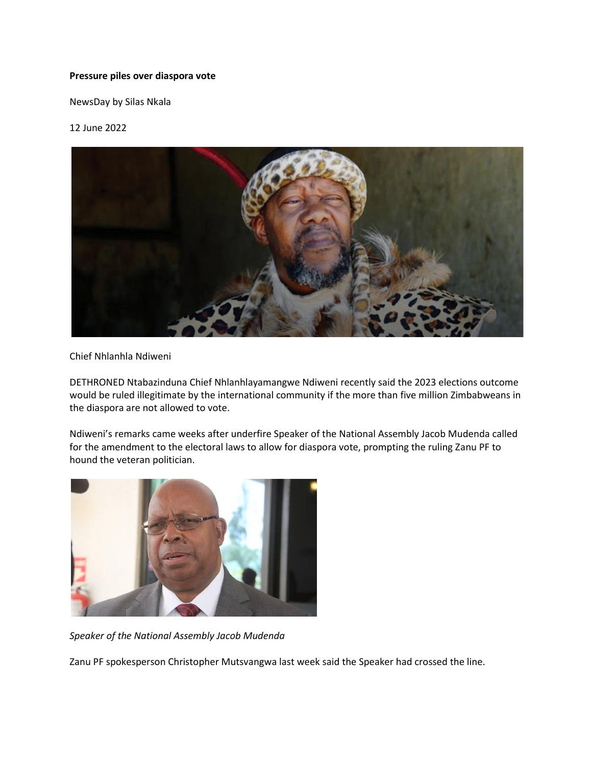**Pressure piles over diaspora vote**

NewsDay by Silas Nkala

12 June 2022

Chief Nhlanhla Ndiweni

DETHRONED Ntabazinduna Chief Nhlanhlayamangwe Ndiweni recently said the 2023 elections outcome would be ruled illegitimate by the international community if the more than five million Zimbabweans in the diaspora are not allowed to vote.

Ndiweni's remarks came weeks after underfire Speaker of the National Assembly Jacob Mudenda called for the amendment to the electoral laws to allow for diaspora vote, prompting the ruling Zanu PF to hound the veteran politician.

*Speaker of the National Assembly Jacob Mudenda*

Zanu PF spokesperson Christopher Mutsvangwa last week said the Speaker had crossed the line.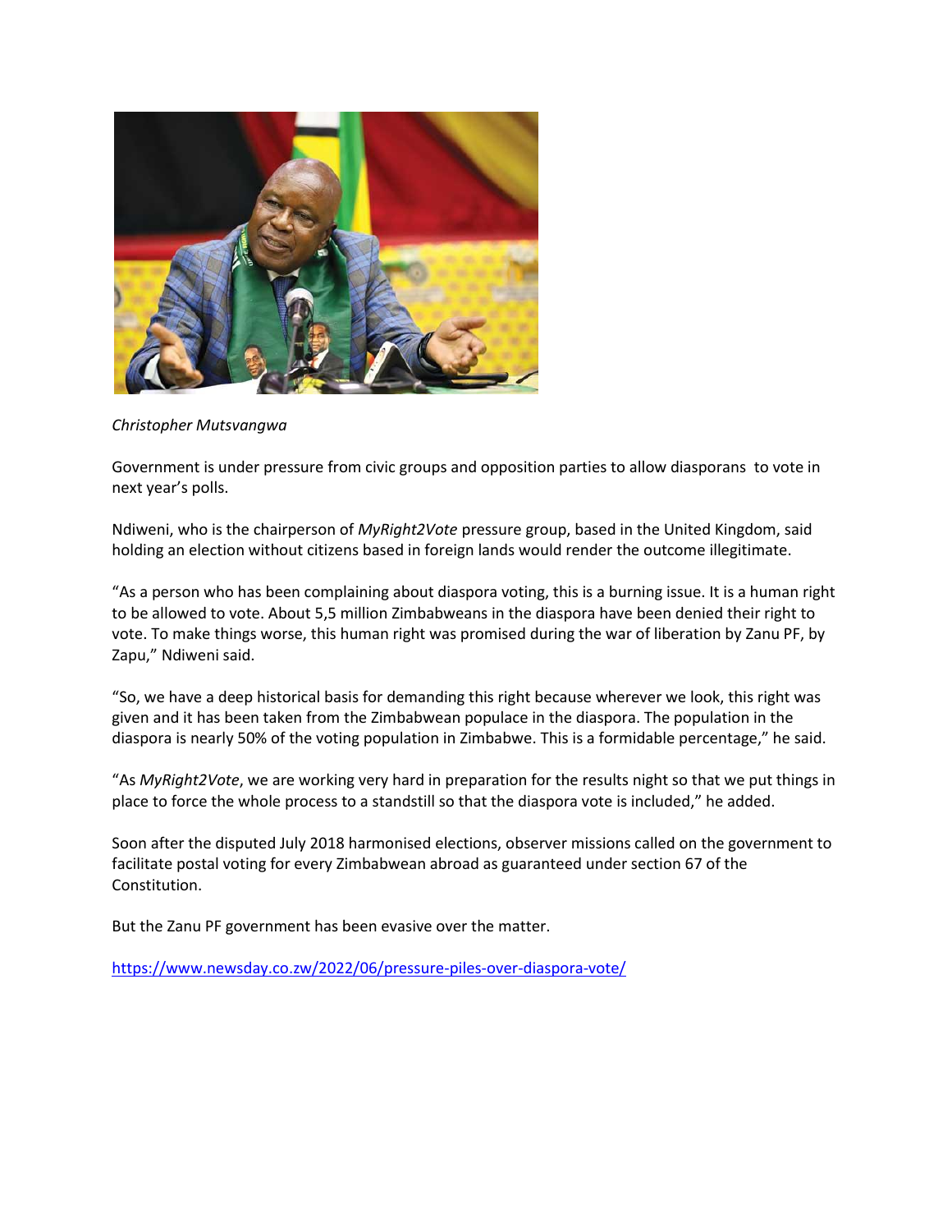*Christopher Mutsvangwa*

Government is under pressure from civic groups and opposition parties to allow diasporans to vote in next year's polls.

Ndiweni, who is the chairperson of *MyRight2Vote* pressure group, based in the United Kingdom, said holding an election without citizens based in foreign lands would render the outcome illegitimate.

"As a person who has been complaining about diaspora voting, this is a burning issue. It is a human right to be allowed to vote. About 5,5 million Zimbabweans in the diaspora have been denied their right to vote. To make things worse, this human right was promised during the war of liberation by Zanu PF, by Zapu," Ndiweni said.

"So, we have a deep historical basis for demanding this right because wherever we look, this right was given and it has been taken from the Zimbabwean populace in the diaspora. The population in the diaspora is nearly 50% of the voting population in Zimbabwe. This is a formidable percentage," he said.

"As *MyRight2Vote*, we are working very hard in preparation for the results night so that we put things in place to force the whole process to a standstill so that the diaspora vote is included," he added.

Soon after the disputed July 2018 harmonised elections, observer missions called on the government to facilitate postal voting for every Zimbabwean abroad as guaranteed under section 67 of the Constitution.

But the Zanu PF government has been evasive over the matter.

https://www.newsday.co.zw/2022/06/pressure-piles-over-diaspora-vote/